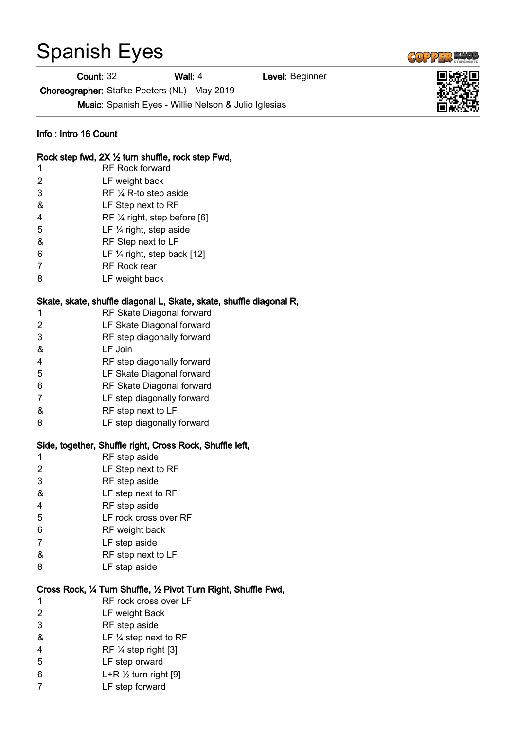# Spanish Eyes

**Count:** 32 **Wall:** 4 **Level:** Beginner

**Choreographer:** Stafke Peeters (NL) - May 2019

**Music:** Spanish Eyes - Willie Nelson & Julio Iglesias

**Info : Intro 16 Count**

**Rock step fwd, 2X ½ turn shuffle, rock step Fwd,**

| | |
|---|---|
| 1 | RF Rock forward |
| 2 | LF weight back |
| 3 | RF ¼ R-to step aside |
| & | LF Step next to RF |
| 4 | RF ¼ right, step before [6] |
| 5 | LF ¼ right, step aside |
| & | RF Step next to LF |
| 6 | LF ¼ right, step back [12] |
| 7 | RF Rock rear |
| 8 | LF weight back |

**Skate, skate, shuffle diagonal L, Skate, skate, shuffle diagonal R,**

| | |
|---|---|
| 1 | RF Skate Diagonal forward |
| 2 | LF Skate Diagonal forward |
| 3 | RF step diagonally forward |
| & | LF Join |
| 4 | RF step diagonally forward |
| 5 | LF Skate Diagonal forward |
| 6 | RF Skate Diagonal forward |
| 7 | LF step diagonally forward |
| & | RF step next to LF |
| 8 | LF step diagonally forward |

**Side, together, Shuffle right, Cross Rock, Shuffle left,**

| | |
|---|---|
| 1 | RF step aside |
| 2 | LF Step next to RF |
| 3 | RF step aside |
| & | LF step next to RF |
| 4 | RF step aside |
| 5 | LF rock cross over RF |
| 6 | RF weight back |
| 7 | LF step aside |
| & | RF step next to LF |
| 8 | LF stap aside |

**Cross Rock, ¼ Turn Shuffle, ½ Pivot Turn Right, Shuffle Fwd,**

| | |
|---|---|
| 1 | RF rock cross over LF |
| 2 | LF weight Back |
| 3 | RF step aside |
| & | LF ¼ step next to RF |
| 4 | RF ¼ step right [3] |
| 5 | LF step orward |
| 6 | L+R ½ turn right [9] |
| 7 | LF step forward |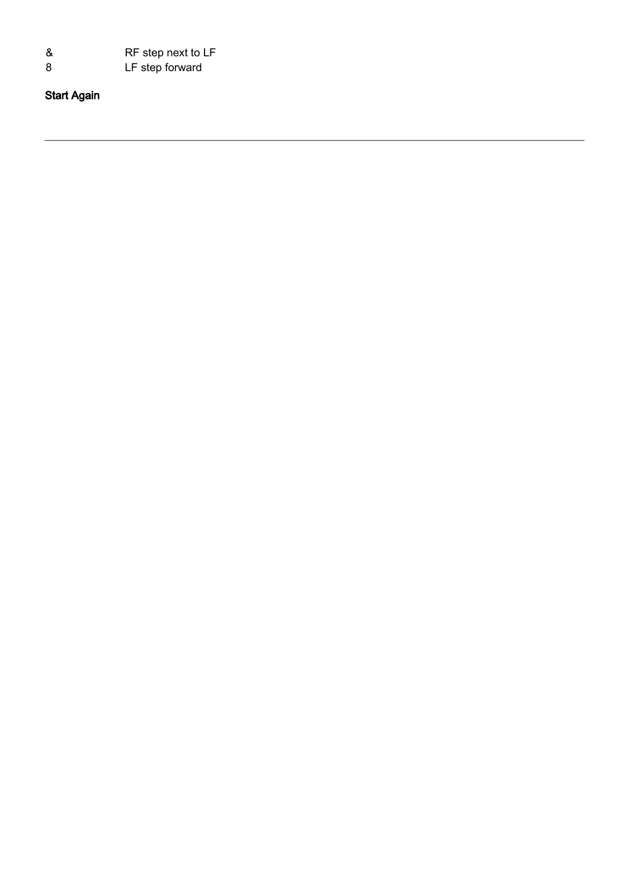| | |
|---|---|
| & | RF step next to LF |
| 8 | LF step forward |

**Start Again**

---